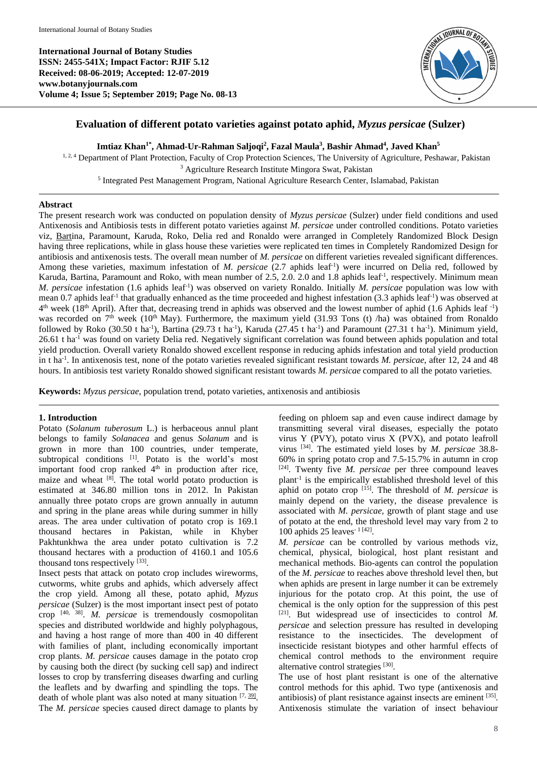International Journal of Botany Studies
ISSN: 2455-541X; Impact Factor: RJIF 5.12
Received: 08-06-2019; Accepted: 12-07-2019
www.botanyjournals.com
Volume 4; Issue 5; September 2019; Page No. 08-13

# Evaluation of different potato varieties against potato aphid, *Myzus persicae* (Sulzer)

**Imtiaz Khan[1*], Ahmad-Ur-Rahman Saljoqi[2], Fazal Maula[3], Bashir Ahmad[4], Javed Khan[5]**

[1, 2, 4] Department of Plant Protection, Faculty of Crop Protection Sciences, The University of Agriculture, Peshawar, Pakistan
[3] Agriculture Research Institute Mingora Swat, Pakistan
[5] Integrated Pest Management Program, National Agriculture Research Center, Islamabad, Pakistan

## Abstract

The present research work was conducted on population density of *Myzus persicae* (Sulzer) under field conditions and used Antixenosis and Antibiosis tests in different potato varieties against *M. persicae* under controlled conditions. Potato varieties viz, Bartina, Paramount, Karuda, Roko, Delia red and Ronaldo were arranged in Completely Randomized Block Design having three replications, while in glass house these varieties were replicated ten times in Completely Randomized Design for antibiosis and antixenosis tests. The overall mean number of *M. persicae* on different varieties revealed significant differences. Among these varieties, maximum infestation of *M. persicae* (2.7 aphids leaf$^{-1}$) were incurred on Delia red, followed by Karuda, Bartina, Paramount and Roko, with mean number of 2.5, 2.0. 2.0 and 1.8 aphids leaf$^{-1}$, respectively. Minimum mean *M. persicae* infestation (1.6 aphids leaf$^{-1}$) was observed on variety Ronaldo. Initially *M. persicae* population was low with mean 0.7 aphids leaf$^{-1}$ that gradually enhanced as the time proceeded and highest infestation (3.3 aphids leaf$^{-1}$) was observed at 4$^{th}$ week (18$^{th}$ April). After that, decreasing trend in aphids was observed and the lowest number of aphid (1.6 Aphids leaf $^{-1}$) was recorded on 7$^{th}$ week (10$^{th}$ May). Furthermore, the maximum yield (31.93 Tons (t) /ha) was obtained from Ronaldo followed by Roko (30.50 t ha$^{-1}$), Bartina (29.73 t ha$^{-1}$), Karuda (27.45 t ha$^{-1}$) and Paramount (27.31 t ha$^{-1}$). Minimum yield, 26.61 t ha$^{-1}$ was found on variety Delia red. Negatively significant correlation was found between aphids population and total yield production. Overall variety Ronaldo showed excellent response in reducing aphids infestation and total yield production in t ha$^{-1}$. In antixenosis test, none of the potato varieties revealed significant resistant towards *M. persicae*, after 12, 24 and 48 hours. In antibiosis test variety Ronaldo showed significant resistant towards *M. persicae* compared to all the potato varieties.

**Keywords:** *Myzus persicae*, population trend, potato varieties, antixenosis and antibiosis

## 1. Introduction

Potato (*Solanum tuberosum* L.) is herbaceous annul plant belongs to family *Solanacea* and genus *Solanum* and is grown in more than 100 countries, under temperate, subtropical conditions [1]. Potato is the world's most important food crop ranked 4$^{th}$ in production after rice, maize and wheat [8]. The total world potato production is estimated at 346.80 million tons in 2012. In Pakistan annually three potato crops are grown annually in autumn and spring in the plane areas while during summer in hilly areas. The area under cultivation of potato crop is 169.1 thousand hectares in Pakistan, while in Khyber Pakhtunkhwa the area under potato cultivation is 7.2 thousand hectares with a production of 4160.1 and 105.6 thousand tons respectively [33].

Insect pests that attack on potato crop includes wireworms, cutworms, white grubs and aphids, which adversely affect the crop yield. Among all these, potato aphid, *Myzus persicae* (Sulzer) is the most important insect pest of potato crop [40, 38]. *M. persicae* is tremendously cosmopolitan species and distributed worldwide and highly polyphagous, and having a host range of more than 400 in 40 different with families of plant, including economically important crop plants. *M. persicae* causes damage in the potato crop by causing both the direct (by sucking cell sap) and indirect losses to crop by transferring diseases dwarfing and curling the leaflets and by dwarfing and spindling the tops. The death of whole plant was also noted at many situation [7, 39]. The *M. persicae* species caused direct damage to plants by feeding on phloem sap and even cause indirect damage by transmitting several viral diseases, especially the potato virus Y (PVY), potato virus X (PVX), and potato leafroll virus [34]. The estimated yield loses by *M. persicae* 38.8-60% in spring potato crop and 7.5-15.7% in autumn in crop [24]. Twenty five *M. persicae* per three compound leaves plant$^{-1}$ is the empirically established threshold level of this aphid on potato crop [15]. The threshold of *M. persicae* is mainly depend on the variety, the disease prevalence is associated with *M. persicae*, growth of plant stage and use of potato at the end, the threshold level may vary from 2 to 100 aphids 25 leaves$^{-1}$ [42].

*M. persicae* can be controlled by various methods viz, chemical, physical, biological, host plant resistant and mechanical methods. Bio-agents can control the population of the *M. persicae* to reaches above threshold level then, but when aphids are present in large number it can be extremely injurious for the potato crop. At this point, the use of chemical is the only option for the suppression of this pest [21]. But widespread use of insecticides to control *M. persicae* and selection pressure has resulted in developing resistance to the insecticides. The development of insecticide resistant biotypes and other harmful effects of chemical control methods to the environment require alternative control strategies [30].

The use of host plant resistant is one of the alternative control methods for this aphid. Two type (antixenosis and antibiosis) of plant resistance against insects are eminent [35]. Antixenosis stimulate the variation of insect behaviour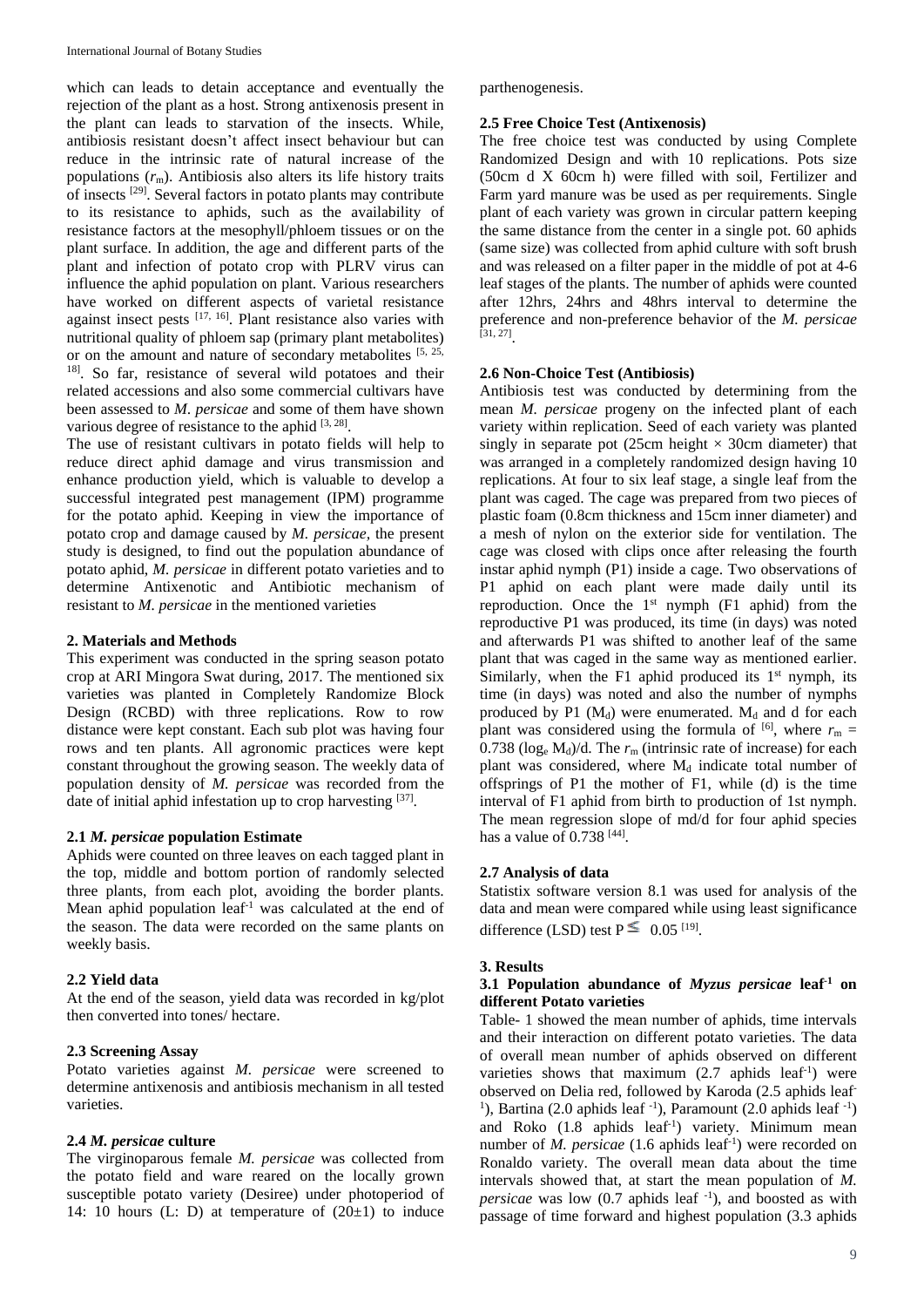which can leads to detain acceptance and eventually the rejection of the plant as a host. Strong antixenosis present in the plant can leads to starvation of the insects. While, antibiosis resistant doesn't affect insect behaviour but can reduce in the intrinsic rate of natural increase of the populations ($r_m$). Antibiosis also alters its life history traits of insects [29]. Several factors in potato plants may contribute to its resistance to aphids, such as the availability of resistance factors at the mesophyll/phloem tissues or on the plant surface. In addition, the age and different parts of the plant and infection of potato crop with PLRV virus can influence the aphid population on plant. Various researchers have worked on different aspects of varietal resistance against insect pests [17, 16]. Plant resistance also varies with nutritional quality of phloem sap (primary plant metabolites) or on the amount and nature of secondary metabolites [5, 25, 18]. So far, resistance of several wild potatoes and their related accessions and also some commercial cultivars have been assessed to *M. persicae* and some of them have shown various degree of resistance to the aphid [3, 28].

The use of resistant cultivars in potato fields will help to reduce direct aphid damage and virus transmission and enhance production yield, which is valuable to develop a successful integrated pest management (IPM) programme for the potato aphid. Keeping in view the importance of potato crop and damage caused by *M. persicae*, the present study is designed, to find out the population abundance of potato aphid, *M. persicae* in different potato varieties and to determine Antixenotic and Antibiotic mechanism of resistant to *M. persicae* in the mentioned varieties

## 2. Materials and Methods

This experiment was conducted in the spring season potato crop at ARI Mingora Swat during, 2017. The mentioned six varieties was planted in Completely Randomize Block Design (RCBD) with three replications. Row to row distance were kept constant. Each sub plot was having four rows and ten plants. All agronomic practices were kept constant throughout the growing season. The weekly data of population density of *M. persicae* was recorded from the date of initial aphid infestation up to crop harvesting [37].

### 2.1 *M. persicae* population Estimate

Aphids were counted on three leaves on each tagged plant in the top, middle and bottom portion of randomly selected three plants, from each plot, avoiding the border plants. Mean aphid population leaf$^{-1}$ was calculated at the end of the season. The data were recorded on the same plants on weekly basis.

### 2.2 Yield data

At the end of the season, yield data was recorded in kg/plot then converted into tones/ hectare.

### 2.3 Screening Assay

Potato varieties against *M. persicae* were screened to determine antixenosis and antibiosis mechanism in all tested varieties.

### 2.4 *M. persicae* culture

The virginoparous female *M. persicae* was collected from the potato field and ware reared on the locally grown susceptible potato variety (Desiree) under photoperiod of 14: 10 hours (L: D) at temperature of (20±1) to induce parthenogenesis.

### 2.5 Free Choice Test (Antixenosis)

The free choice test was conducted by using Complete Randomized Design and with 10 replications. Pots size (50cm d X 60cm h) were filled with soil, Fertilizer and Farm yard manure was be used as per requirements. Single plant of each variety was grown in circular pattern keeping the same distance from the center in a single pot. 60 aphids (same size) was collected from aphid culture with soft brush and was released on a filter paper in the middle of pot at 4-6 leaf stages of the plants. The number of aphids were counted after 12hrs, 24hrs and 48hrs interval to determine the preference and non-preference behavior of the *M. persicae* [31, 27].

### 2.6 Non-Choice Test (Antibiosis)

Antibiosis test was conducted by determining from the mean *M. persicae* progeny on the infected plant of each variety within replication. Seed of each variety was planted singly in separate pot (25cm height × 30cm diameter) that was arranged in a completely randomized design having 10 replications. At four to six leaf stage, a single leaf from the plant was caged. The cage was prepared from two pieces of plastic foam (0.8cm thickness and 15cm inner diameter) and a mesh of nylon on the exterior side for ventilation. The cage was closed with clips once after releasing the fourth instar aphid nymph (P1) inside a cage. Two observations of P1 aphid on each plant were made daily until its reproduction. Once the 1st nymph (F1 aphid) from the reproductive P1 was produced, its time (in days) was noted and afterwards P1 was shifted to another leaf of the same plant that was caged in the same way as mentioned earlier. Similarly, when the F1 aphid produced its 1st nymph, its time (in days) was noted and also the number of nymphs produced by P1 ($M_d$) were enumerated. $M_d$ and d for each plant was considered using the formula of [6], where $r_m$ = 0.738 ($\log_e M_d$)/d. The $r_m$ (intrinsic rate of increase) for each plant was considered, where $M_d$ indicate total number of offsprings of P1 the mother of F1, while (d) is the time interval of F1 aphid from birth to production of 1st nymph. The mean regression slope of md/d for four aphid species has a value of 0.738 [44].

### 2.7 Analysis of data

Statistix software version 8.1 was used for analysis of the data and mean were compared while using least significance difference (LSD) test $P \leq 0.05$ [19].

## 3. Results

### 3.1 Population abundance of *Myzus persicae* leaf$^{-1}$ on different Potato varieties

Table- 1 showed the mean number of aphids, time intervals and their interaction on different potato varieties. The data of overall mean number of aphids observed on different varieties shows that maximum (2.7 aphids leaf$^{-1}$) were observed on Delia red, followed by Karoda (2.5 aphids leaf$^{-1}$), Bartina (2.0 aphids leaf $^{-1}$), Paramount (2.0 aphids leaf $^{-1}$) and Roko (1.8 aphids leaf$^{-1}$) variety. Minimum mean number of *M. persicae* (1.6 aphids leaf$^{-1}$) were recorded on Ronaldo variety. The overall mean data about the time intervals showed that, at start the mean population of *M. persicae* was low (0.7 aphids leaf $^{-1}$), and boosted as with passage of time forward and highest population (3.3 aphids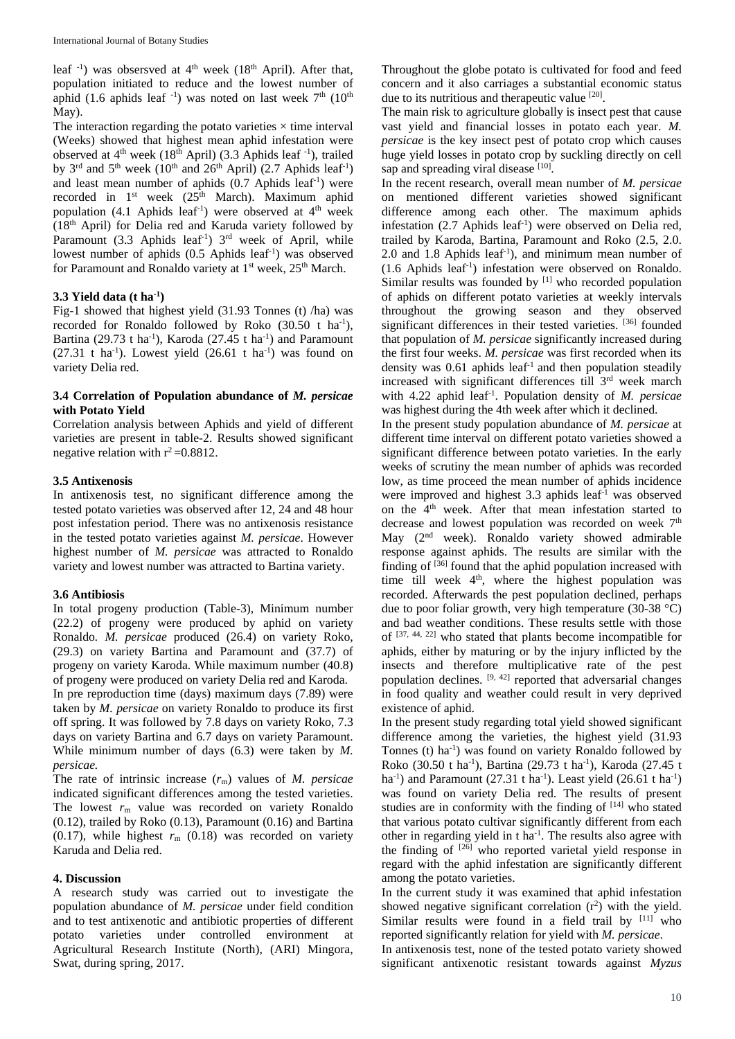leaf $^{-1}$) was obsersved at 4th week (18th April). After that, population initiated to reduce and the lowest number of aphid (1.6 aphids leaf $^{-1}$) was noted on last week 7th (10th May).

The interaction regarding the potato varieties × time interval (Weeks) showed that highest mean aphid infestation were observed at 4th week (18th April) (3.3 Aphids leaf $^{-1}$), trailed by 3rd and 5th week (10th and 26th April) (2.7 Aphids leaf$^{-1}$) and least mean number of aphids (0.7 Aphids leaf$^{-1}$) were recorded in 1st week (25th March). Maximum aphid population (4.1 Aphids leaf$^{-1}$) were observed at 4th week (18th April) for Delia red and Karuda variety followed by Paramount (3.3 Aphids leaf$^{-1}$) 3rd week of April, while lowest number of aphids (0.5 Aphids leaf$^{-1}$) was observed for Paramount and Ronaldo variety at 1st week, 25th March.

### 3.3 Yield data (t ha$^{-1}$)

Fig-1 showed that highest yield (31.93 Tonnes (t) /ha) was recorded for Ronaldo followed by Roko (30.50 t ha$^{-1}$), Bartina (29.73 t ha$^{-1}$), Karoda (27.45 t ha$^{-1}$) and Paramount (27.31 t ha$^{-1}$). Lowest yield (26.61 t ha$^{-1}$) was found on variety Delia red.

### 3.4 Correlation of Population abundance of *M. persicae* with Potato Yield

Correlation analysis between Aphids and yield of different varieties are present in table-2. Results showed significant negative relation with $r^2$ =0.8812.

### 3.5 Antixenosis

In antixenosis test, no significant difference among the tested potato varieties was observed after 12, 24 and 48 hour post infestation period. There was no antixenosis resistance in the tested potato varieties against *M. persicae*. However highest number of *M. persicae* was attracted to Ronaldo variety and lowest number was attracted to Bartina variety.

### 3.6 Antibiosis

In total progeny production (Table-3), Minimum number (22.2) of progeny were produced by aphid on variety Ronaldo. *M. persicae* produced (26.4) on variety Roko, (29.3) on variety Bartina and Paramount and (37.7) of progeny on variety Karoda. While maximum number (40.8) of progeny were produced on variety Delia red and Karoda.

In pre reproduction time (days) maximum days (7.89) were taken by *M. persicae* on variety Ronaldo to produce its first off spring. It was followed by 7.8 days on variety Roko, 7.3 days on variety Bartina and 6.7 days on variety Paramount. While minimum number of days (6.3) were taken by *M. persicae.*

The rate of intrinsic increase ($r_m$) values of *M. persicae* indicated significant differences among the tested varieties. The lowest $r_m$ value was recorded on variety Ronaldo (0.12), trailed by Roko (0.13), Paramount (0.16) and Bartina (0.17), while highest $r_m$ (0.18) was recorded on variety Karuda and Delia red.

## 4. Discussion

A research study was carried out to investigate the population abundance of *M. persicae* under field condition and to test antixenotic and antibiotic properties of different potato varieties under controlled environment at Agricultural Research Institute (North), (ARI) Mingora, Swat, during spring, 2017.

Throughout the globe potato is cultivated for food and feed concern and it also carriages a substantial economic status due to its nutritious and therapeutic value [20].

The main risk to agriculture globally is insect pest that cause vast yield and financial losses in potato each year. *M. persicae* is the key insect pest of potato crop which causes huge yield losses in potato crop by suckling directly on cell sap and spreading viral disease [10].

In the recent research, overall mean number of *M. persicae* on mentioned different varieties showed significant difference among each other. The maximum aphids infestation (2.7 Aphids leaf$^{-1}$) were observed on Delia red, trailed by Karoda, Bartina, Paramount and Roko (2.5, 2.0. 2.0 and 1.8 Aphids leaf$^{-1}$), and minimum mean number of (1.6 Aphids leaf$^{-1}$) infestation were observed on Ronaldo. Similar results was founded by [1] who recorded population of aphids on different potato varieties at weekly intervals throughout the growing season and they observed significant differences in their tested varieties. [36] founded that population of *M. persicae* significantly increased during the first four weeks. *M. persicae* was first recorded when its density was 0.61 aphids leaf$^{-1}$ and then population steadily increased with significant differences till 3rd week march with 4.22 aphid leaf$^{-1}$. Population density of *M. persicae* was highest during the 4th week after which it declined.

In the present study population abundance of *M. persicae* at different time interval on different potato varieties showed a significant difference between potato varieties. In the early weeks of scrutiny the mean number of aphids was recorded low, as time proceed the mean number of aphids incidence were improved and highest 3.3 aphids leaf$^{-1}$ was observed on the 4th week. After that mean infestation started to decrease and lowest population was recorded on week 7th May (2nd week). Ronaldo variety showed admirable response against aphids. The results are similar with the finding of [36] found that the aphid population increased with time till week 4th, where the highest population was recorded. Afterwards the pest population declined, perhaps due to poor foliar growth, very high temperature (30-38 °C) and bad weather conditions. These results settle with those of [37, 44, 22] who stated that plants become incompatible for aphids, either by maturing or by the injury inflicted by the insects and therefore multiplicative rate of the pest population declines. [9, 42] reported that adversarial changes in food quality and weather could result in very deprived existence of aphid.

In the present study regarding total yield showed significant difference among the varieties, the highest yield (31.93 Tonnes (t) ha$^{-1}$) was found on variety Ronaldo followed by Roko (30.50 t ha$^{-1}$), Bartina (29.73 t ha$^{-1}$), Karoda (27.45 t ha$^{-1}$) and Paramount (27.31 t ha$^{-1}$). Least yield (26.61 t ha$^{-1}$) was found on variety Delia red. The results of present studies are in conformity with the finding of [14] who stated that various potato cultivar significantly different from each other in regarding yield in t ha$^{-1}$. The results also agree with the finding of [26] who reported varietal yield response in regard with the aphid infestation are significantly different among the potato varieties.

In the current study it was examined that aphid infestation showed negative significant correlation ($r^2$) with the yield. Similar results were found in a field trail by [11] who reported significantly relation for yield with *M. persicae*.

In antixenosis test, none of the tested potato variety showed significant antixenotic resistant towards against *Myzus*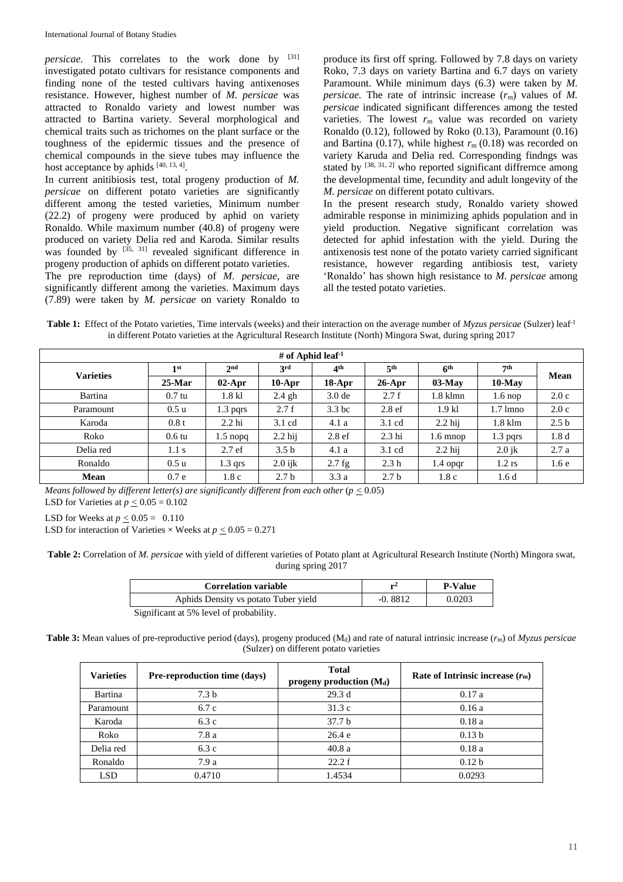*persicae*. This correlates to the work done by [31] investigated potato cultivars for resistance components and finding none of the tested cultivars having antixenoses resistance. However, highest number of *M. persicae* was attracted to Ronaldo variety and lowest number was attracted to Bartina variety. Several morphological and chemical traits such as trichomes on the plant surface or the toughness of the epidermic tissues and the presence of chemical compounds in the sieve tubes may influence the host acceptance by aphids [40, 13, 4].

In current anitibiosis test, total progeny production of *M. persicae* on different potato varieties are significantly different among the tested varieties, Minimum number (22.2) of progeny were produced by aphid on variety Ronaldo. While maximum number (40.8) of progeny were produced on variety Delia red and Karoda. Similar results was founded by [35, 31] revealed significant difference in progeny production of aphids on different potato varieties.

The pre reproduction time (days) of *M. persicae*, are significantly different among the varieties. Maximum days (7.89) were taken by *M. persicae* on variety Ronaldo to produce its first off spring. Followed by 7.8 days on variety Roko, 7.3 days on variety Bartina and 6.7 days on variety Paramount. While minimum days (6.3) were taken by *M. persicae*. The rate of intrinsic increase ($r_m$) values of *M. persicae* indicated significant differences among the tested varieties. The lowest $r_m$ value was recorded on variety Ronaldo (0.12), followed by Roko (0.13), Paramount (0.16) and Bartina (0.17), while highest $r_m$ (0.18) was recorded on variety Karuda and Delia red. Corresponding findngs was stated by [38, 31, 2] who reported significant diffrernce among the developmental time, fecundity and adult longevity of the *M. persicae* on different potato cultivars.

In the present research study, Ronaldo variety showed admirable response in minimizing aphids population and in yield production. Negative significant correlation was detected for aphid infestation with the yield. During the antixenosis test none of the potato variety carried significant resistance, however regarding antibiosis test, variety 'Ronaldo' has shown high resistance to *M. persicae* among all the tested potato varieties.

**Table 1:** Effect of the Potato varieties, Time intervals (weeks) and their interaction on the average number of *Myzus persicae* (Sulzer) leaf$^{-1}$ in different Potato varieties at the Agricultural Research Institute (North) Mingora Swat, during spring 2017

| | # of Aphid leaf$^{-1}$ | | | | | | | |
|---|---|---|---|---|---|---|---|---|
| **Varieties** | **1st** | **2nd** | **3rd** | **4th** | **5th** | **6th** | **7th** | **Mean** |
| | **25-Mar** | **02-Apr** | **10-Apr** | **18-Apr** | **26-Apr** | **03-May** | **10-May** | |
| Bartina | 0.7 tu | 1.8 kl | 2.4 gh | 3.0 de | 2.7 f | 1.8 klmn | 1.6 nop | 2.0 c |
| Paramount | 0.5 u | 1.3 pqrs | 2.7 f | 3.3 bc | 2.8 ef | 1.9 kl | 1.7 lmno | 2.0 c |
| Karoda | 0.8 t | 2.2 hi | 3.1 cd | 4.1 a | 3.1 cd | 2.2 hij | 1.8 klm | 2.5 b |
| Roko | 0.6 tu | 1.5 nopq | 2.2 hij | 2.8 ef | 2.3 hi | 1.6 mnop | 1.3 pqrs | 1.8 d |
| Delia red | 1.1 s | 2.7 ef | 3.5 b | 4.1 a | 3.1 cd | 2.2 hij | 2.0 jk | 2.7 a |
| Ronaldo | 0.5 u | 1.3 qrs | 2.0 ijk | 2.7 fg | 2.3 h | 1.4 opqr | 1.2 rs | 1.6 e |
| **Mean** | 0.7 e | 1.8 c | 2.7 b | 3.3 a | 2.7 b | 1.8 c | 1.6 d | |

*Means followed by different letter(s) are significantly different from each other* ($p \leq 0.05$)
LSD for Varieties at $p \leq 0.05 = 0.102$

LSD for Weeks at $p \leq 0.05 = 0.110$
LSD for interaction of Varieties × Weeks at $p \leq 0.05 = 0.271$

**Table 2:** Correlation of *M. persicae* with yield of different varieties of Potato plant at Agricultural Research Institute (North) Mingora swat, during spring 2017

| Correlation variable | $r^2$ | P-Value |
|---|---|---|
| Aphids Density vs potato Tuber yield | -0. 8812 | 0.0203 |

Significant at 5% level of probability.

**Table 3:** Mean values of pre-reproductive period (days), progeny produced ($M_d$) and rate of natural intrinsic increase ($r_m$) of *Myzus persicae* (Sulzer) on different potato varieties

| Varieties | Pre-reproduction time (days) | Total progeny production ($M_d$) | Rate of Intrinsic increase ($r_m$) |
|---|---|---|---|
| Bartina | 7.3 b | 29.3 d | 0.17 a |
| Paramount | 6.7 c | 31.3 c | 0.16 a |
| Karoda | 6.3 c | 37.7 b | 0.18 a |
| Roko | 7.8 a | 26.4 e | 0.13 b |
| Delia red | 6.3 c | 40.8 a | 0.18 a |
| Ronaldo | 7.9 a | 22.2 f | 0.12 b |
| LSD | 0.4710 | 1.4534 | 0.0293 |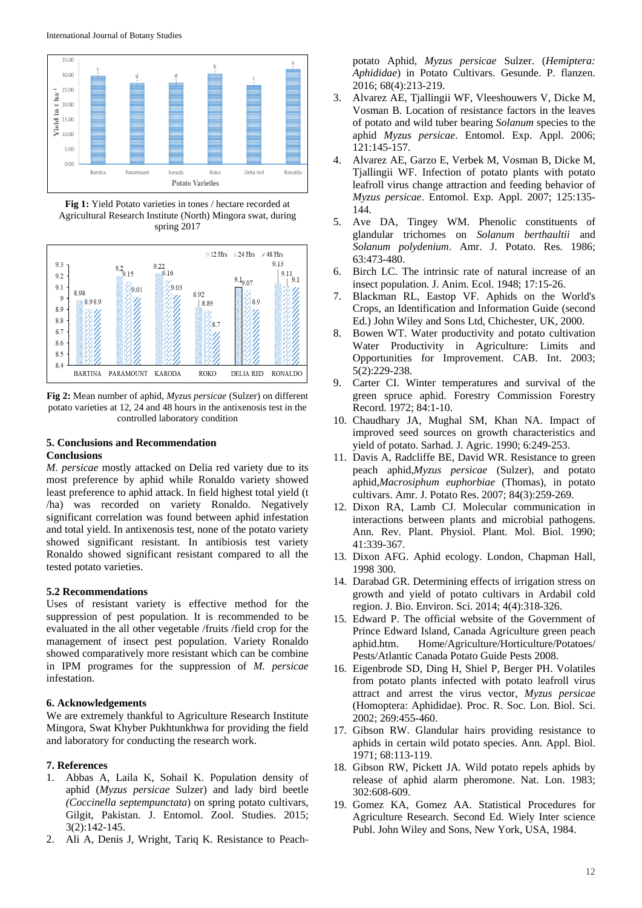**Fig 1:** Yield Potato varieties in tones / hectare recorded at Agricultural Research Institute (North) Mingora swat, during spring 2017

**Fig 2:** Mean number of aphid, *Myzus persicae* (Sulzer) on different potato varieties at 12, 24 and 48 hours in the antixenosis test in the controlled laboratory condition

## 5. Conclusions and Recommendation

### Conclusions

*M. persicae* mostly attacked on Delia red variety due to its most preference by aphid while Ronaldo variety showed least preference to aphid attack. In field highest total yield (t /ha) was recorded on variety Ronaldo. Negatively significant correlation was found between aphid infestation and total yield. In antixenosis test, none of the potato variety showed significant resistant. In antibiosis test variety Ronaldo showed significant resistant compared to all the tested potato varieties.

### 5.2 Recommendations

Uses of resistant variety is effective method for the suppression of pest population. It is recommended to be evaluated in the all other vegetable /fruits /field crop for the management of insect pest population. Variety Ronaldo showed comparatively more resistant which can be combine in IPM programes for the suppression of *M. persicae* infestation.

## 6. Acknowledgements

We are extremely thankful to Agriculture Research Institute Mingora, Swat Khyber Pukhtunkhwa for providing the field and laboratory for conducting the research work.

## 7. References

1. Abbas A, Laila K, Sohail K. Population density of aphid (*Myzus persicae* Sulzer) and lady bird beetle *(Coccinella septempunctata*) on spring potato cultivars, Gilgit, Pakistan. J. Entomol. Zool. Studies. 2015; 3(2):142-145.
2. Ali A, Denis J, Wright, Tariq K. Resistance to Peach-potato Aphid, *Myzus persicae* Sulzer. (*Hemiptera: Aphididae*) in Potato Cultivars. Gesunde. P. flanzen. 2016; 68(4):213-219.
3. Alvarez AE, Tjallingii WF, Vleeshouwers V, Dicke M, Vosman B. Location of resistance factors in the leaves of potato and wild tuber bearing *Solanum* species to the aphid *Myzus persicae*. Entomol. Exp. Appl. 2006; 121:145-157.
4. Alvarez AE, Garzo E, Verbek M, Vosman B, Dicke M, Tjallingii WF. Infection of potato plants with potato leafroll virus change attraction and feeding behavior of *Myzus persicae*. Entomol. Exp. Appl. 2007; 125:135-144.
5. Ave DA, Tingey WM. Phenolic constituents of glandular trichomes on *Solanum berthaultii* and *Solanum polydenium*. Amr. J. Potato. Res. 1986; 63:473-480.
6. Birch LC. The intrinsic rate of natural increase of an insect population. J. Anim. Ecol. 1948; 17:15-26.
7. Blackman RL, Eastop VF. Aphids on the World's Crops, an Identification and Information Guide (second Ed.) John Wiley and Sons Ltd, Chichester, UK, 2000.
8. Bowen WT. Water productivity and potato cultivation Water Productivity in Agriculture: Limits and Opportunities for Improvement. CAB. Int. 2003; 5(2):229-238.
9. Carter CI. Winter temperatures and survival of the green spruce aphid. Forestry Commission Forestry Record. 1972; 84:1-10.
10. Chaudhary JA, Mughal SM, Khan NA. Impact of improved seed sources on growth characteristics and yield of potato. Sarhad. J. Agric. 1990; 6:249-253.
11. Davis A, Radcliffe BE, David WR. Resistance to green peach aphid,*Myzus persicae* (Sulzer), and potato aphid,*Macrosiphum euphorbiae* (Thomas), in potato cultivars. Amr. J. Potato Res. 2007; 84(3):259-269.
12. Dixon RA, Lamb CJ. Molecular communication in interactions between plants and microbial pathogens. Ann. Rev. Plant. Physiol. Plant. Mol. Biol. 1990; 41:339-367.
13. Dixon AFG. Aphid ecology. London, Chapman Hall, 1998 300.
14. Darabad GR. Determining effects of irrigation stress on growth and yield of potato cultivars in Ardabil cold region. J. Bio. Environ. Sci. 2014; 4(4):318-326.
15. Edward P. The official website of the Government of Prince Edward Island, Canada Agriculture green peach aphid.htm. Home/Agriculture/Horticulture/Potatoes/ Pests/Atlantic Canada Potato Guide Pests 2008.
16. Eigenbrode SD, Ding H, Shiel P, Berger PH. Volatiles from potato plants infected with potato leafroll virus attract and arrest the virus vector, *Myzus persicae* (Homoptera: Aphididae). Proc. R. Soc. Lon. Biol. Sci. 2002; 269:455-460.
17. Gibson RW. Glandular hairs providing resistance to aphids in certain wild potato species. Ann. Appl. Biol. 1971; 68:113-119.
18. Gibson RW, Pickett JA. Wild potato repels aphids by release of aphid alarm pheromone. Nat. Lon. 1983; 302:608-609.
19. Gomez KA, Gomez AA. Statistical Procedures for Agriculture Research. Second Ed. Wiely Inter science Publ. John Wiley and Sons, New York, USA, 1984.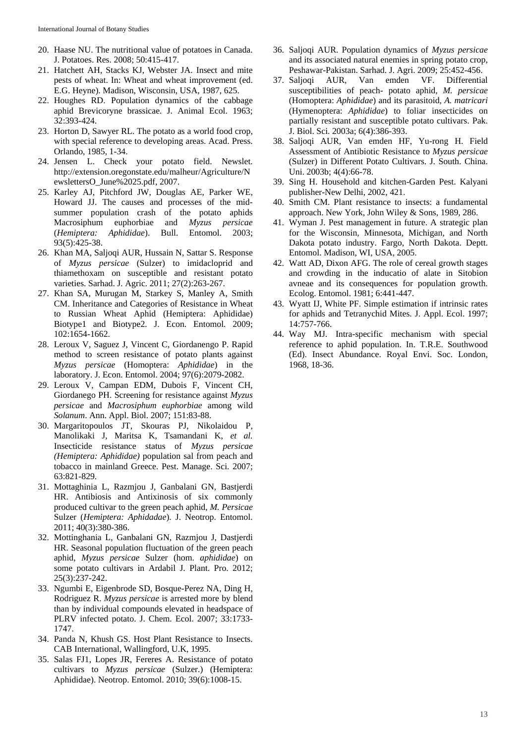20. Haase NU. The nutritional value of potatoes in Canada. J. Potatoes. Res. 2008; 50:415-417.
21. Hatchett AH, Stacks KJ, Webster JA. Insect and mite pests of wheat. In: Wheat and wheat improvement (ed. E.G. Heyne). Madison, Wisconsin, USA, 1987, 625.
22. Houghes RD. Population dynamics of the cabbage aphid Brevicoryne brassicae. J. Animal Ecol. 1963; 32:393-424.
23. Horton D, Sawyer RL. The potato as a world food crop, with special reference to developing areas. Acad. Press. Orlando, 1985, 1-34.
24. Jensen L. Check your potato field. Newslet. http://extension.oregonstate.edu/malheur/Agriculture/NewslettersO_June%2025.pdf, 2007.
25. Karley AJ, Pitchford JW, Douglas AE, Parker WE, Howard JJ. The causes and processes of the mid-summer population crash of the potato aphids Macrosiphum euphorbiae and *Myzus persicae* (*Hemiptera: Aphididae*). Bull. Entomol. 2003; 93(5):425-38.
26. Khan MA, Saljoqi AUR, Hussain N, Sattar S. Response of *Myzus persicae* (Sulzer) to imidacloprid and thiamethoxam on susceptible and resistant potato varieties. Sarhad. J. Agric. 2011; 27(2):263-267.
27. Khan SA, Murugan M, Starkey S, Manley A, Smith CM. Inheritance and Categories of Resistance in Wheat to Russian Wheat Aphid (Hemiptera: Aphididae) Biotype1 and Biotype2. J. Econ. Entomol. 2009; 102:1654-1662.
28. Leroux V, Saguez J, Vincent C, Giordanengo P. Rapid method to screen resistance of potato plants against *Myzus persicae* (Homoptera: *Aphididae*) in the laboratory. J. Econ. Entomol. 2004; 97(6):2079-2082.
29. Leroux V, Campan EDM, Dubois F, Vincent CH, Giordanego PH. Screening for resistance against *Myzus persicae* and *Macrosiphum euphorbiae* among wild *Solanum*. Ann. Appl. Biol. 2007; 151:83-88.
30. Margaritopoulos JT, Skouras PJ, Nikolaidou P, Manolikaki J, Maritsa K, Tsamandani K, *et al.* Insecticide resistance status of *Myzus persicae (Hemiptera: Aphididae)* population sal from peach and tobacco in mainland Greece. Pest. Manage. Sci. 2007; 63:821-829.
31. Mottaghinia L, Razmjou J, Ganbalani GN, Bastjerdi HR. Antibiosis and Antixinosis of six commonly produced cultivar to the green peach aphid, *M. Persicae* Sulzer (*Hemiptera: Aphidadae*). J. Neotrop. Entomol. 2011; 40(3):380-386.
32. Mottinghania L, Ganbalani GN, Razmjou J, Dastjerdi HR. Seasonal population fluctuation of the green peach aphid, *Myzus persicae* Sulzer (hom. *aphididae*) on some potato cultivars in Ardabil J. Plant. Pro. 2012; 25(3):237-242.
33. Ngumbi E, Eigenbrode SD, Bosque-Perez NA, Ding H, Rodriguez R. *Myzus persicae* is arrested more by blend than by individual compounds elevated in headspace of PLRV infected potato. J. Chem. Ecol. 2007; 33:1733-1747.
34. Panda N, Khush GS. Host Plant Resistance to Insects. CAB International, Wallingford, U.K, 1995.
35. Salas FJ1, Lopes JR, Fereres A. Resistance of potato cultivars to *Myzus persicae* (Sulzer.) (Hemiptera: Aphididae). Neotrop. Entomol. 2010; 39(6):1008-15.
36. Saljoqi AUR. Population dynamics of *Myzus persicae* and its associated natural enemies in spring potato crop, Peshawar-Pakistan. Sarhad. J. Agri. 2009; 25:452-456.
37. Saljoqi AUR, Van emden VF. Differential susceptibilities of peach- potato aphid, *M. persicae* (Homoptera: *Aphididae*) and its parasitoid, *A. matricari* (Hymenoptera: *Aphididae*) to foliar insecticides on partially resistant and susceptible potato cultivars. Pak. J. Biol. Sci. 2003a; 6(4):386-393.
38. Saljoqi AUR, Van emden HF, Yu-rong H. Field Assessment of Antibiotic Resistance to *Myzus persicae* (Sulzer) in Different Potato Cultivars. J. South. China. Uni. 2003b; 4(4):66-78.
39. Sing H. Household and kitchen-Garden Pest. Kalyani publisher-New Delhi, 2002, 421.
40. Smith CM. Plant resistance to insects: a fundamental approach. New York, John Wiley & Sons, 1989, 286.
41. Wyman J. Pest management in future. A strategic plan for the Wisconsin, Minnesota, Michigan, and North Dakota potato industry. Fargo, North Dakota. Deptt. Entomol. Madison, WI, USA, 2005.
42. Watt AD, Dixon AFG. The role of cereal growth stages and crowding in the inducatio of alate in Sitobion avneae and its consequences for population growth. Ecolog. Entomol. 1981; 6:441-447.
43. Wyatt IJ, White PF. Simple estimation if intrinsic rates for aphids and Tetranychid Mites. J. Appl. Ecol. 1997; 14:757-766.
44. Way MJ. Intra-specific mechanism with special reference to aphid population. In. T.R.E. Southwood (Ed). Insect Abundance. Royal Envi. Soc. London, 1968, 18-36.